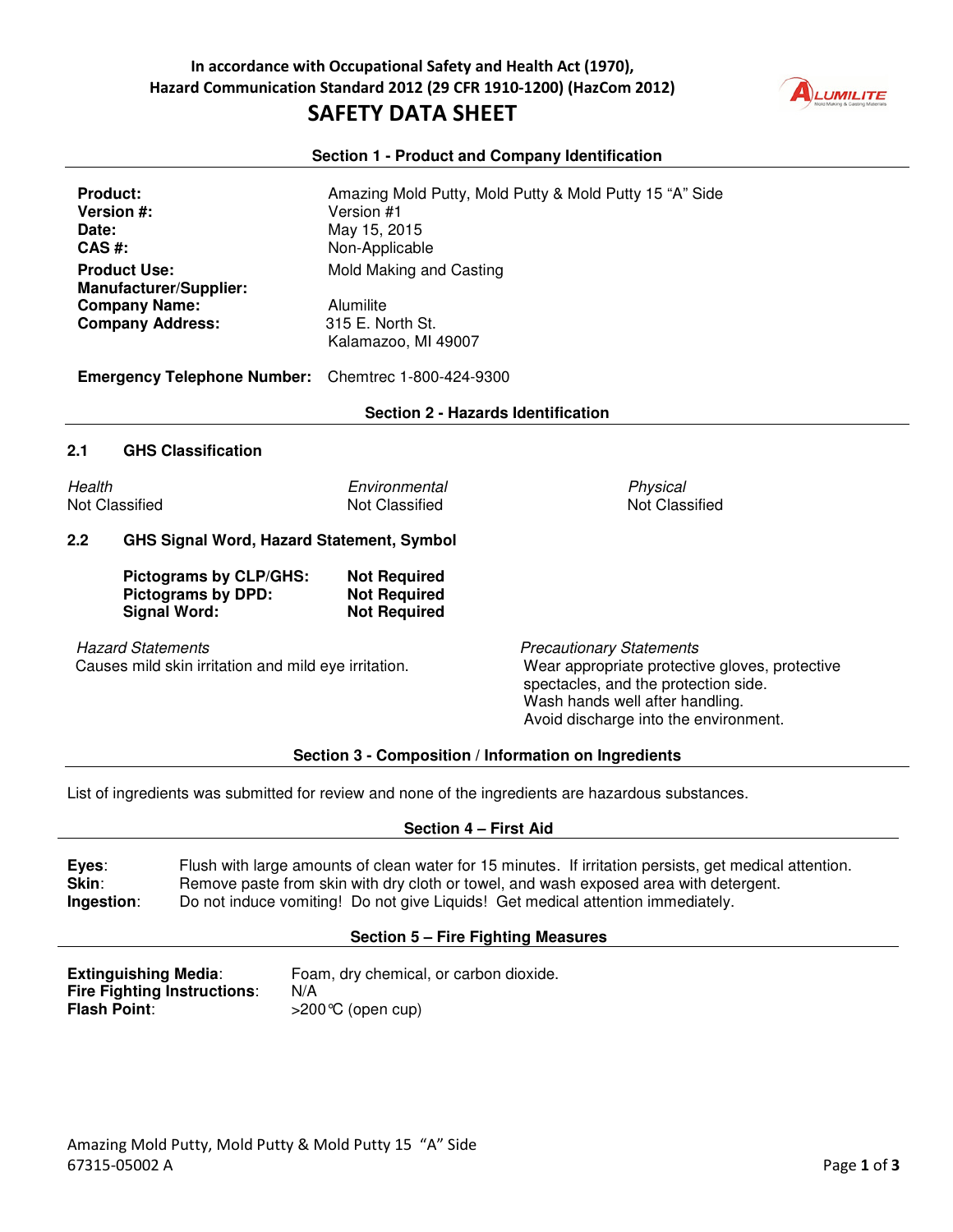In accordance with Occupational Safety and Health Act (1970),
Hazard Communication Standard 2012 (29 CFR 1910-1200) (HazCom 2012)

# SAFETY DATA SHEET

## Section 1 - Product and Company Identification

**Product:** Amazing Mold Putty, Mold Putty & Mold Putty 15 "A" Side
**Version #:** Version #1
**Date:** May 15, 2015
**CAS #:** Non-Applicable
**Product Use:** Mold Making and Casting
**Manufacturer/Supplier:**
**Company Name:** Alumilite
**Company Address:** 315 E. North St.
Kalamazoo, MI 49007

**Emergency Telephone Number:** Chemtrec 1-800-424-9300

## Section 2 - Hazards Identification

### 2.1 GHS Classification

| *Health* | *Environmental* | *Physical* |
|---|---|---|
| Not Classified | Not Classified | Not Classified |

### 2.2 GHS Signal Word, Hazard Statement, Symbol

**Pictograms by CLP/GHS:** **Not Required**
**Pictograms by DPD:** **Not Required**
**Signal Word:** **Not Required**

*Hazard Statements*
Causes mild skin irritation and mild eye irritation.

*Precautionary Statements*
Wear appropriate protective gloves, protective spectacles, and the protection side.
Wash hands well after handling.
Avoid discharge into the environment.

## Section 3 - Composition / Information on Ingredients

List of ingredients was submitted for review and none of the ingredients are hazardous substances.

## Section 4 – First Aid

**Eyes**: Flush with large amounts of clean water for 15 minutes. If irritation persists, get medical attention.
**Skin**: Remove paste from skin with dry cloth or towel, and wash exposed area with detergent.
**Ingestion**: Do not induce vomiting! Do not give Liquids! Get medical attention immediately.

## Section 5 – Fire Fighting Measures

**Extinguishing Media**: Foam, dry chemical, or carbon dioxide.
**Fire Fighting Instructions**: N/A
**Flash Point**: >200℃ (open cup)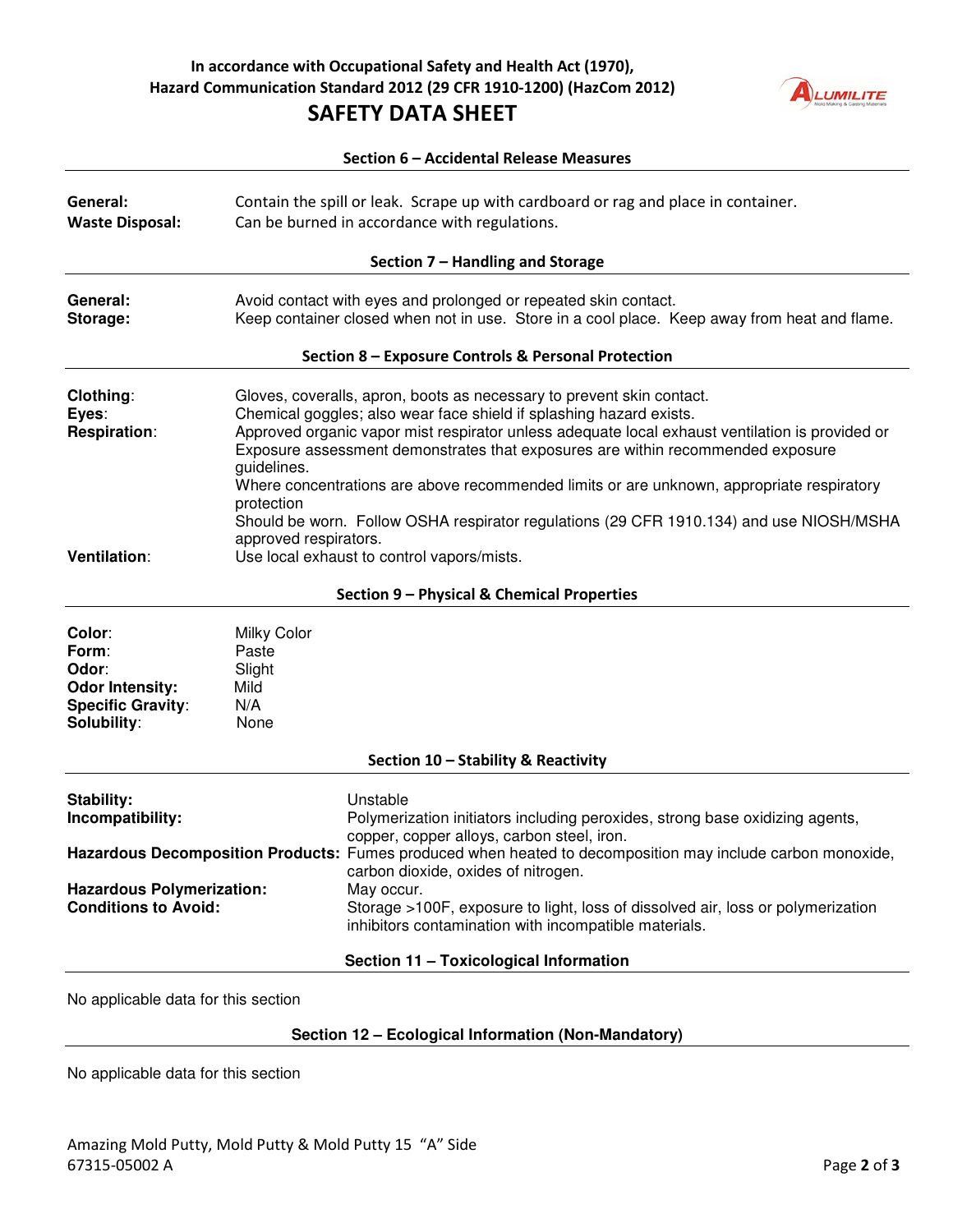## Section 6 – Accidental Release Measures

**General:** Contain the spill or leak. Scrape up with cardboard or rag and place in container.
**Waste Disposal:** Can be burned in accordance with regulations.

## Section 7 – Handling and Storage

**General:** Avoid contact with eyes and prolonged or repeated skin contact.
**Storage:** Keep container closed when not in use. Store in a cool place. Keep away from heat and flame.

## Section 8 – Exposure Controls & Personal Protection

**Clothing**: Gloves, coveralls, apron, boots as necessary to prevent skin contact.
**Eyes**: Chemical goggles; also wear face shield if splashing hazard exists.
**Respiration**: Approved organic vapor mist respirator unless adequate local exhaust ventilation is provided or Exposure assessment demonstrates that exposures are within recommended exposure guidelines.
Where concentrations are above recommended limits or are unknown, appropriate respiratory protection
Should be worn. Follow OSHA respirator regulations (29 CFR 1910.134) and use NIOSH/MSHA approved respirators.
**Ventilation**: Use local exhaust to control vapors/mists.

## Section 9 – Physical & Chemical Properties

**Color**: Milky Color
**Form**: Paste
**Odor**: Slight
**Odor Intensity:** Mild
**Specific Gravity**: N/A
**Solubility**: None

## Section 10 – Stability & Reactivity

**Stability:** Unstable
**Incompatibility:** Polymerization initiators including peroxides, strong base oxidizing agents, copper, copper alloys, carbon steel, iron.
**Hazardous Decomposition Products:** Fumes produced when heated to decomposition may include carbon monoxide, carbon dioxide, oxides of nitrogen.
**Hazardous Polymerization:** May occur.
**Conditions to Avoid:** Storage >100F, exposure to light, loss of dissolved air, loss or polymerization inhibitors contamination with incompatible materials.

## Section 11 – Toxicological Information

No applicable data for this section

## Section 12 – Ecological Information (Non-Mandatory)

No applicable data for this section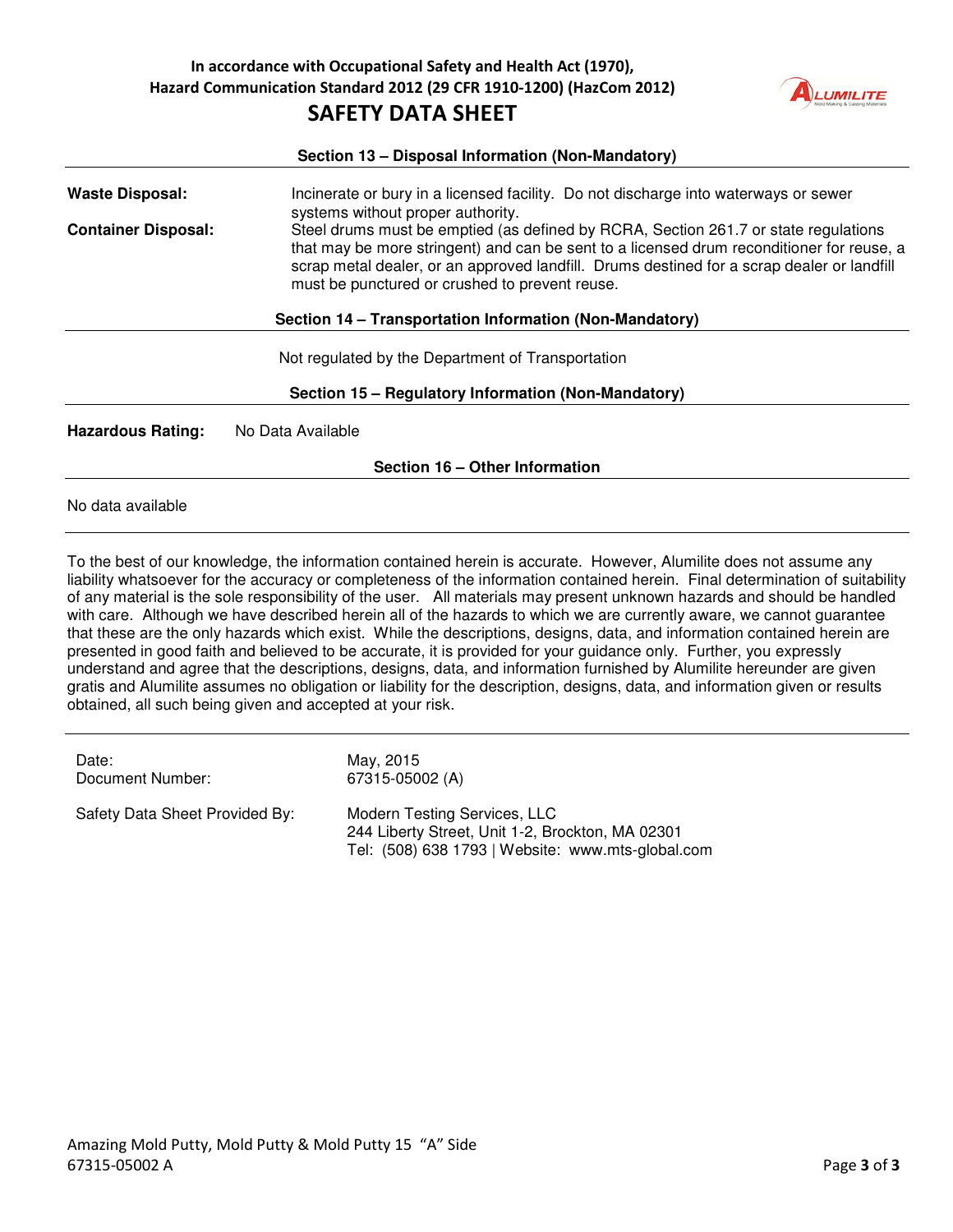## Section 13 – Disposal Information (Non-Mandatory)

**Waste Disposal:** Incinerate or bury in a licensed facility. Do not discharge into waterways or sewer systems without proper authority.

**Container Disposal:** Steel drums must be emptied (as defined by RCRA, Section 261.7 or state regulations that may be more stringent) and can be sent to a licensed drum reconditioner for reuse, a scrap metal dealer, or an approved landfill. Drums destined for a scrap dealer or landfill must be punctured or crushed to prevent reuse.

## Section 14 – Transportation Information (Non-Mandatory)

Not regulated by the Department of Transportation

## Section 15 – Regulatory Information (Non-Mandatory)

**Hazardous Rating:** No Data Available

## Section 16 – Other Information

No data available

---

To the best of our knowledge, the information contained herein is accurate. However, Alumilite does not assume any liability whatsoever for the accuracy or completeness of the information contained herein. Final determination of suitability of any material is the sole responsibility of the user. All materials may present unknown hazards and should be handled with care. Although we have described herein all of the hazards to which we are currently aware, we cannot guarantee that these are the only hazards which exist. While the descriptions, designs, data, and information contained herein are presented in good faith and believed to be accurate, it is provided for your guidance only. Further, you expressly understand and agree that the descriptions, designs, data, and information furnished by Alumilite hereunder are given gratis and Alumilite assumes no obligation or liability for the description, designs, data, and information given or results obtained, all such being given and accepted at your risk.

---

Date: May, 2015

Document Number: 67315-05002 (A)

Safety Data Sheet Provided By: Modern Testing Services, LLC
244 Liberty Street, Unit 1-2, Brockton, MA 02301
Tel: (508) 638 1793 | Website: www.mts-global.com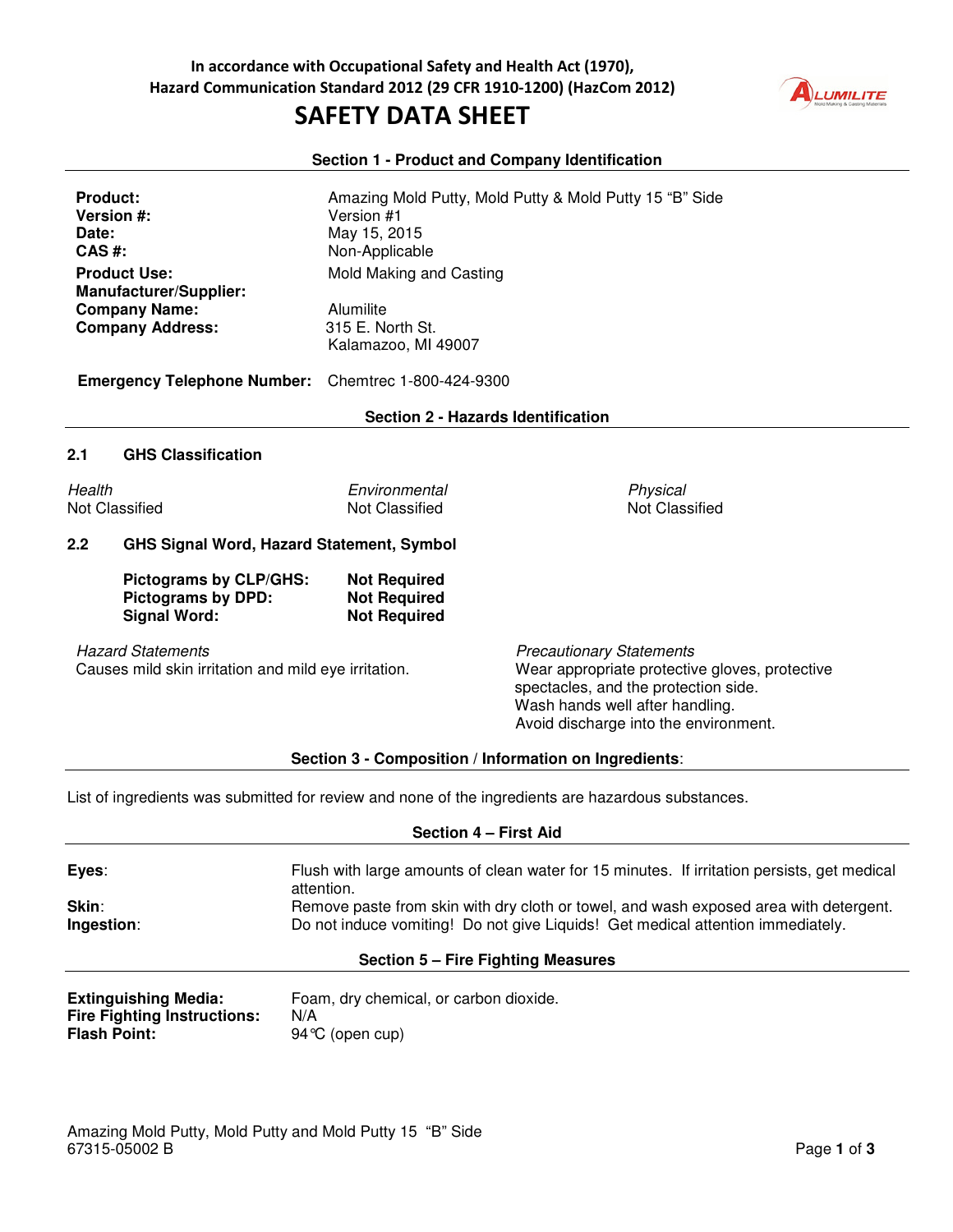In accordance with Occupational Safety and Health Act (1970),
Hazard Communication Standard 2012 (29 CFR 1910-1200) (HazCom 2012)

# SAFETY DATA SHEET

## Section 1 - Product and Company Identification

| | |
|---|---|
| **Product:** | Amazing Mold Putty, Mold Putty & Mold Putty 15 "B" Side |
| **Version #:** | Version #1 |
| **Date:** | May 15, 2015 |
| **CAS #:** | Non-Applicable |
| **Product Use:** | Mold Making and Casting |
| **Manufacturer/Supplier:** | |
| **Company Name:** | Alumilite |
| **Company Address:** | 315 E. North St.<br>Kalamazoo, MI 49007 |

**Emergency Telephone Number:** Chemtrec 1-800-424-9300

## Section 2 - Hazards Identification

### 2.1 GHS Classification

| *Health* | *Environmental* | *Physical* |
|---|---|---|
| Not Classified | Not Classified | Not Classified |

### 2.2 GHS Signal Word, Hazard Statement, Symbol

**Pictograms by CLP/GHS:** **Not Required**
**Pictograms by DPD:** **Not Required**
**Signal Word:** **Not Required**

*Hazard Statements*
Causes mild skin irritation and mild eye irritation.

*Precautionary Statements*
Wear appropriate protective gloves, protective spectacles, and the protection side.
Wash hands well after handling.
Avoid discharge into the environment.

## Section 3 - Composition / Information on Ingredients:

List of ingredients was submitted for review and none of the ingredients are hazardous substances.

## Section 4 – First Aid

**Eyes**: Flush with large amounts of clean water for 15 minutes. If irritation persists, get medical attention.
**Skin**: Remove paste from skin with dry cloth or towel, and wash exposed area with detergent.
**Ingestion**: Do not induce vomiting! Do not give Liquids! Get medical attention immediately.

## Section 5 – Fire Fighting Measures

**Extinguishing Media:** Foam, dry chemical, or carbon dioxide.
**Fire Fighting Instructions:** N/A
**Flash Point:** 94℃ (open cup)

Amazing Mold Putty, Mold Putty and Mold Putty 15 "B" Side
67315-05002 B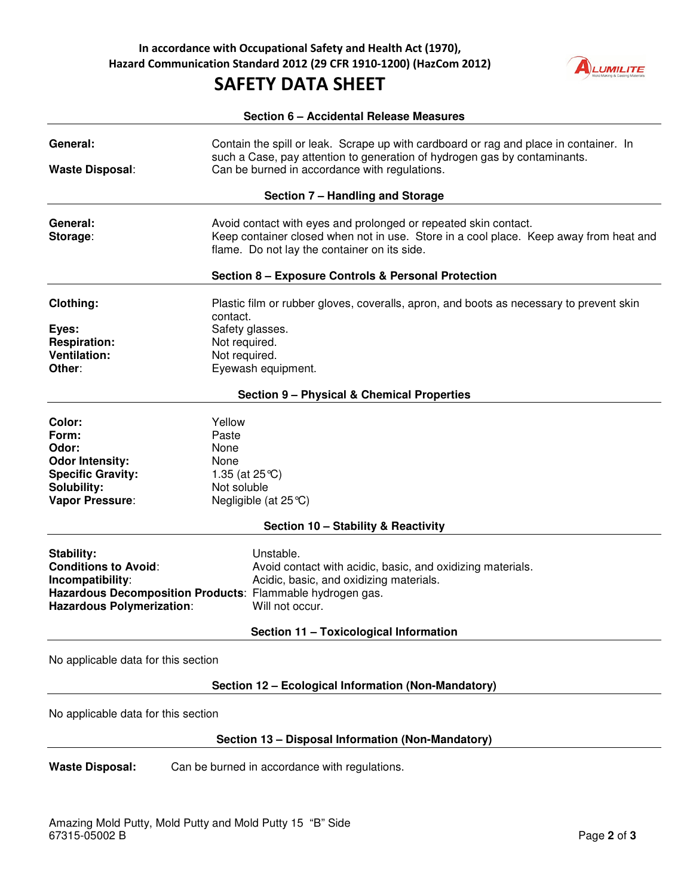In accordance with Occupational Safety and Health Act (1970), Hazard Communication Standard 2012 (29 CFR 1910-1200) (HazCom 2012)

# SAFETY DATA SHEET

## Section 6 – Accidental Release Measures

**General:** Contain the spill or leak. Scrape up with cardboard or rag and place in container. In such a Case, pay attention to generation of hydrogen gas by contaminants.

**Waste Disposal**: Can be burned in accordance with regulations.

## Section 7 – Handling and Storage

**General:** Avoid contact with eyes and prolonged or repeated skin contact.

**Storage**: Keep container closed when not in use. Store in a cool place. Keep away from heat and flame. Do not lay the container on its side.

## Section 8 – Exposure Controls & Personal Protection

**Clothing:** Plastic film or rubber gloves, coveralls, apron, and boots as necessary to prevent skin contact.

**Eyes:** Safety glasses.

**Respiration:** Not required.

**Ventilation:** Not required.

**Other**: Eyewash equipment.

## Section 9 – Physical & Chemical Properties

**Color:** Yellow

**Form:** Paste

**Odor:** None

**Odor Intensity:** None

**Specific Gravity:** 1.35 (at 25°C)

**Solubility:** Not soluble

**Vapor Pressure**: Negligible (at 25°C)

## Section 10 – Stability & Reactivity

**Stability:** Unstable.

**Conditions to Avoid**: Avoid contact with acidic, basic, and oxidizing materials.

**Incompatibility**: Acidic, basic, and oxidizing materials.

**Hazardous Decomposition Products**: Flammable hydrogen gas.

**Hazardous Polymerization**: Will not occur.

## Section 11 – Toxicological Information

No applicable data for this section

## Section 12 – Ecological Information (Non-Mandatory)

No applicable data for this section

## Section 13 – Disposal Information (Non-Mandatory)

**Waste Disposal:** Can be burned in accordance with regulations.

Amazing Mold Putty, Mold Putty and Mold Putty 15 "B" Side
67315-05002 B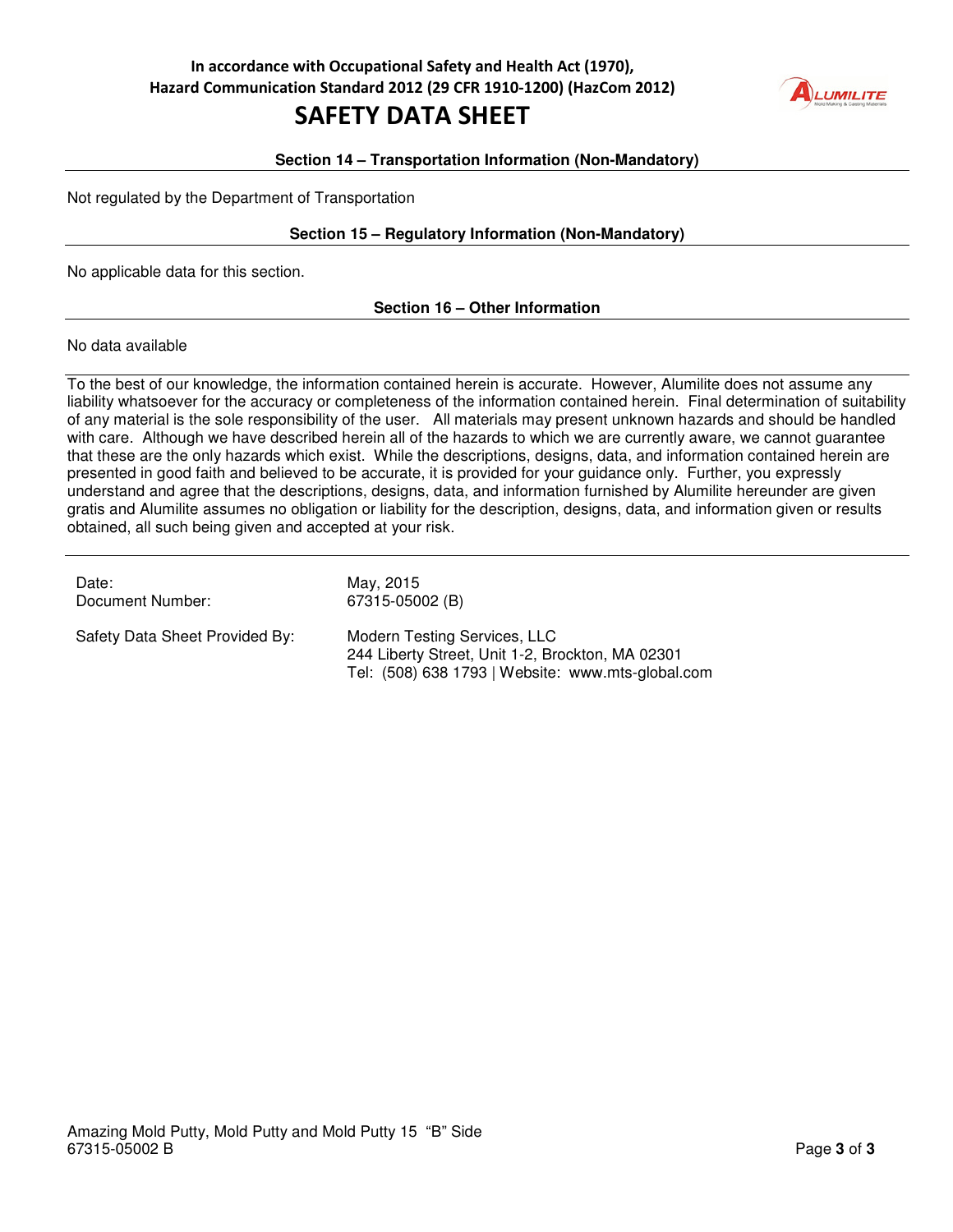## Section 14 – Transportation Information (Non-Mandatory)

Not regulated by the Department of Transportation

## Section 15 – Regulatory Information (Non-Mandatory)

No applicable data for this section.

## Section 16 – Other Information

No data available

To the best of our knowledge, the information contained herein is accurate. However, Alumilite does not assume any liability whatsoever for the accuracy or completeness of the information contained herein. Final determination of suitability of any material is the sole responsibility of the user. All materials may present unknown hazards and should be handled with care. Although we have described herein all of the hazards to which we are currently aware, we cannot guarantee that these are the only hazards which exist. While the descriptions, designs, data, and information contained herein are presented in good faith and believed to be accurate, it is provided for your guidance only. Further, you expressly understand and agree that the descriptions, designs, data, and information furnished by Alumilite hereunder are given gratis and Alumilite assumes no obligation or liability for the description, designs, data, and information given or results obtained, all such being given and accepted at your risk.

| | |
|---|---|
| Date: | May, 2015 |
| Document Number: | 67315-05002 (B) |
| Safety Data Sheet Provided By: | Modern Testing Services, LLC<br>244 Liberty Street, Unit 1-2, Brockton, MA 02301<br>Tel: (508) 638 1793 \| Website: www.mts-global.com |